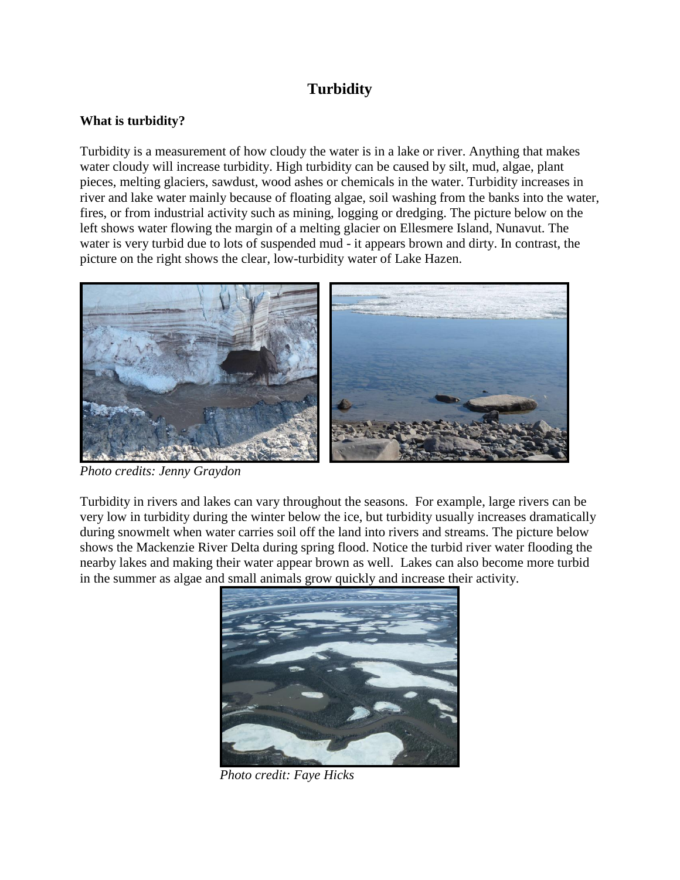# Turbidity

**What is turbidity?**

Turbidity is a measurement of how cloudy the water is in a lake or river. Anything that makes water cloudy will increase turbidity. High turbidity can be caused by silt, mud, algae, plant pieces, melting glaciers, sawdust, wood ashes or chemicals in the water. Turbidity increases in river and lake water mainly because of floating algae, soil washing from the banks into the water, fires, or from industrial activity such as mining, logging or dredging. The picture below on the left shows water flowing the margin of a melting glacier on Ellesmere Island, Nunavut. The water is very turbid due to lots of suspended mud - it appears brown and dirty. In contrast, the picture on the right shows the clear, low-turbidity water of Lake Hazen.

*Photo credits: Jenny Graydon*

Turbidity in rivers and lakes can vary throughout the seasons. For example, large rivers can be very low in turbidity during the winter below the ice, but turbidity usually increases dramatically during snowmelt when water carries soil off the land into rivers and streams. The picture below shows the Mackenzie River Delta during spring flood. Notice the turbid river water flooding the nearby lakes and making their water appear brown as well. Lakes can also become more turbid in the summer as algae and small animals grow quickly and increase their activity.

*Photo credit: Faye Hicks*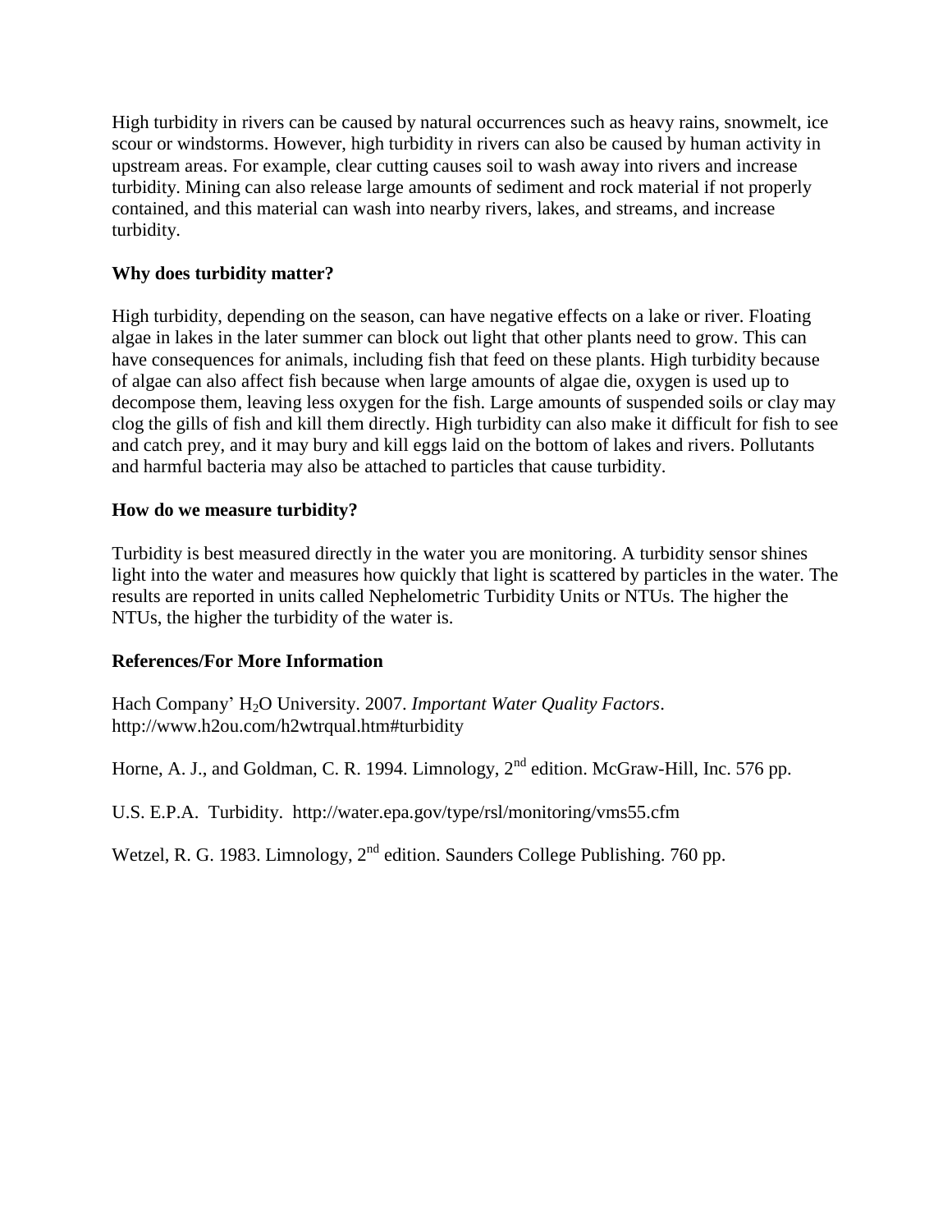High turbidity in rivers can be caused by natural occurrences such as heavy rains, snowmelt, ice scour or windstorms. However, high turbidity in rivers can also be caused by human activity in upstream areas. For example, clear cutting causes soil to wash away into rivers and increase turbidity. Mining can also release large amounts of sediment and rock material if not properly contained, and this material can wash into nearby rivers, lakes, and streams, and increase turbidity.

**Why does turbidity matter?**

High turbidity, depending on the season, can have negative effects on a lake or river. Floating algae in lakes in the later summer can block out light that other plants need to grow. This can have consequences for animals, including fish that feed on these plants. High turbidity because of algae can also affect fish because when large amounts of algae die, oxygen is used up to decompose them, leaving less oxygen for the fish. Large amounts of suspended soils or clay may clog the gills of fish and kill them directly. High turbidity can also make it difficult for fish to see and catch prey, and it may bury and kill eggs laid on the bottom of lakes and rivers. Pollutants and harmful bacteria may also be attached to particles that cause turbidity.

**How do we measure turbidity?**

Turbidity is best measured directly in the water you are monitoring. A turbidity sensor shines light into the water and measures how quickly that light is scattered by particles in the water. The results are reported in units called Nephelometric Turbidity Units or NTUs. The higher the NTUs, the higher the turbidity of the water is.

**References/For More Information**

Hach Company' $H_2O$ University. 2007. *Important Water Quality Factors*. http://www.h2ou.com/h2wtrqual.htm#turbidity

Horne, A. J., and Goldman, C. R. 1994. Limnology, 2nd edition. McGraw-Hill, Inc. 576 pp.

U.S. E.P.A. Turbidity. http://water.epa.gov/type/rsl/monitoring/vms55.cfm

Wetzel, R. G. 1983. Limnology, 2nd edition. Saunders College Publishing. 760 pp.